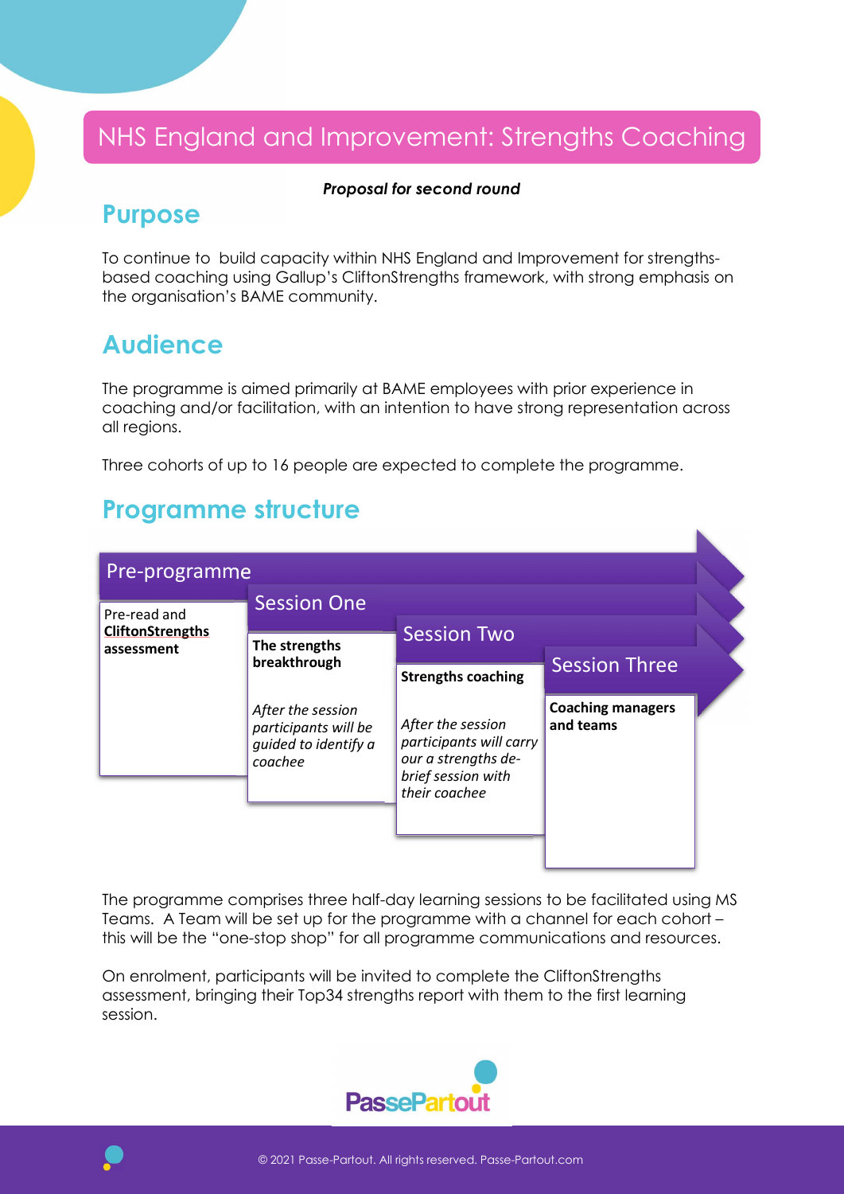# NHS England and Improvement: Strengths Coaching

***Proposal for second round***

## Purpose

To continue to build capacity within NHS England and Improvement for strengths-based coaching using Gallup's CliftonStrengths framework, with strong emphasis on the organisation's BAME community.

## Audience

The programme is aimed primarily at BAME employees with prior experience in coaching and/or facilitation, with an intention to have strong representation across all regions.

Three cohorts of up to 16 people are expected to complete the programme.

## Programme structure

| Pre-programme | Session One | Session Two | Session Three |
|---|---|---|---|
| Pre-read and **CliftonStrengths assessment** | **The strengths breakthrough**<br><br>*After the session participants will be guided to identify a coachee* | **Strengths coaching**<br><br>*After the session participants will carry our a strengths de-brief session with their coachee* | **Coaching managers and teams** |

The programme comprises three half-day learning sessions to be facilitated using MS Teams. A Team will be set up for the programme with a channel for each cohort – this will be the "one-stop shop" for all programme communications and resources.

On enrolment, participants will be invited to complete the CliftonStrengths assessment, bringing their Top34 strengths report with them to the first learning session.

© 2021 Passe-Partout. All rights reserved. Passe-Partout.com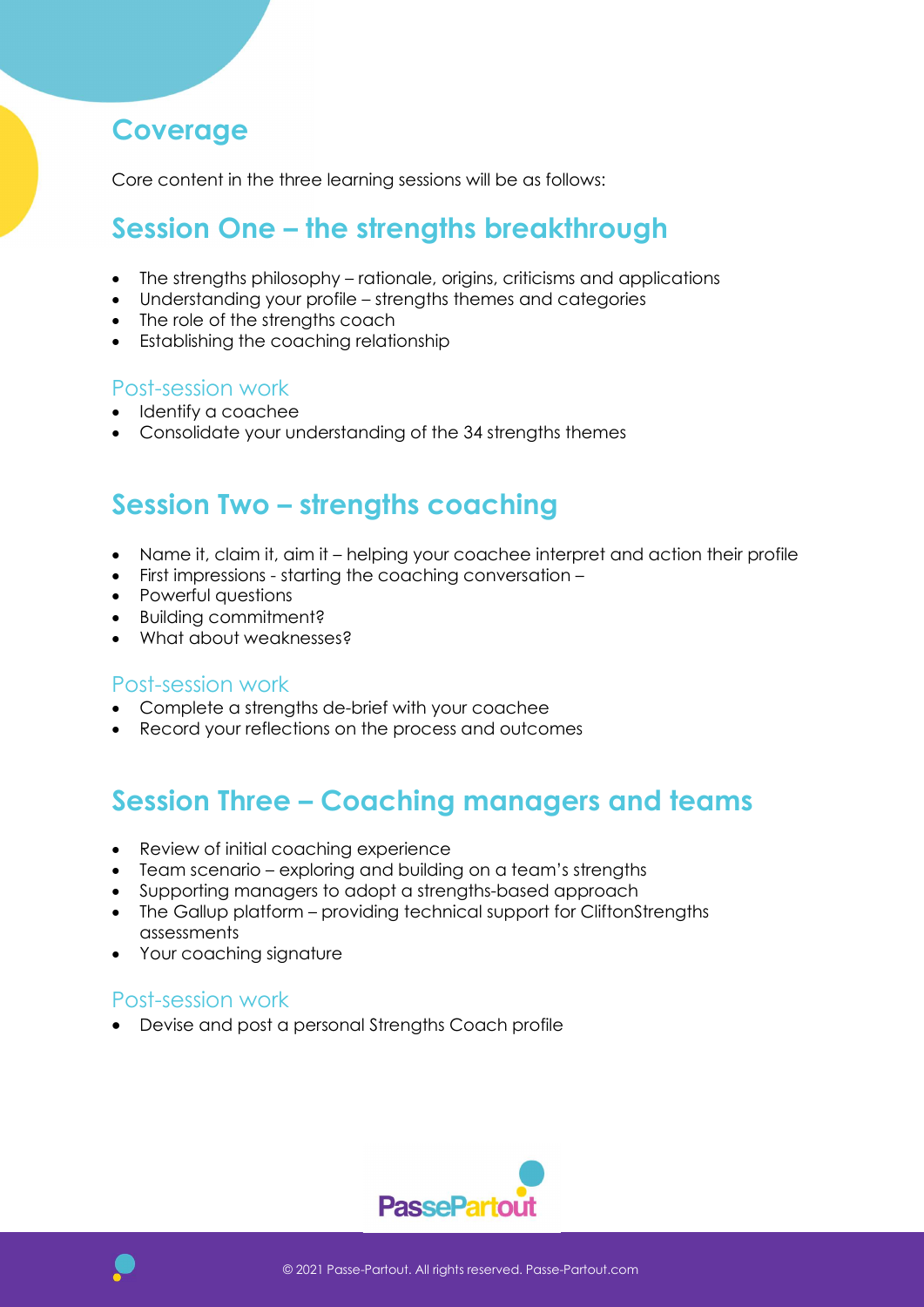## Coverage

Core content in the three learning sessions will be as follows:

## Session One – the strengths breakthrough

- The strengths philosophy – rationale, origins, criticisms and applications
- Understanding your profile – strengths themes and categories
- The role of the strengths coach
- Establishing the coaching relationship

### Post-session work

- Identify a coachee
- Consolidate your understanding of the 34 strengths themes

## Session Two – strengths coaching

- Name it, claim it, aim it – helping your coachee interpret and action their profile
- First impressions - starting the coaching conversation –
- Powerful questions
- Building commitment?
- What about weaknesses?

### Post-session work

- Complete a strengths de-brief with your coachee
- Record your reflections on the process and outcomes

## Session Three – Coaching managers and teams

- Review of initial coaching experience
- Team scenario – exploring and building on a team's strengths
- Supporting managers to adopt a strengths-based approach
- The Gallup platform – providing technical support for CliftonStrengths assessments
- Your coaching signature

### Post-session work

- Devise and post a personal Strengths Coach profile

PassePartout

© 2021 Passe-Partout. All rights reserved. Passe-Partout.com